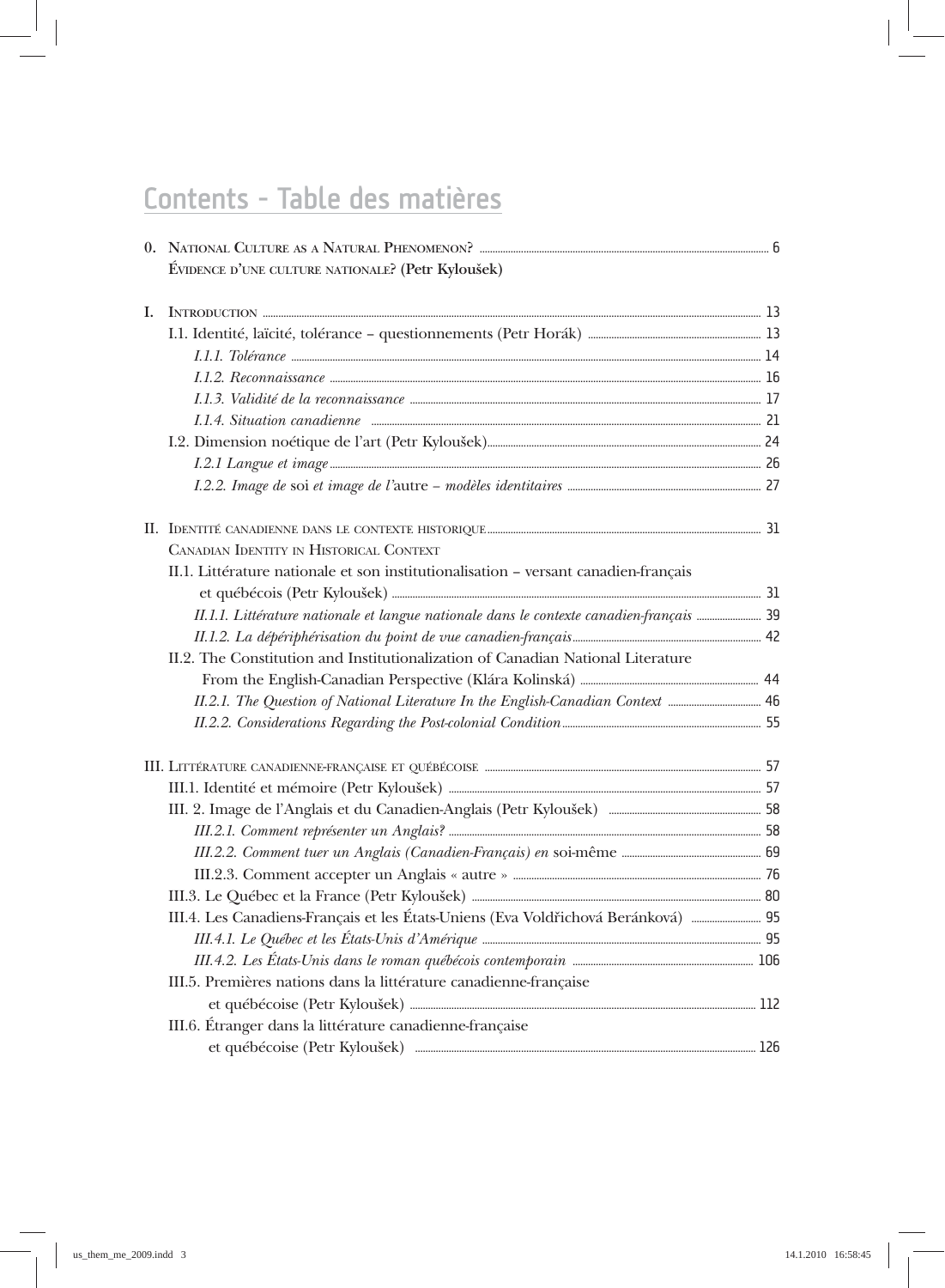# Contents - Table des matières

0. National Culture as a Natural Phenomenon? ... 6
   **Évidence d'une culture nationale? (Petr Kyloušek)**

I. Introduction ... 13
   - I.1. Identité, laïcité, tolérance – questionnements (Petr Horák) ... 13
     - *I.1.1. Tolérance* ... 14
     - *I.1.2. Reconnaissance* ... 16
     - *I.1.3. Validité de la reconnaissance* ... 17
     - *I.1.4. Situation canadienne* ... 21
   - I.2. Dimension noétique de l'art (Petr Kyloušek) ... 24
     - *I.2.1 Langue et image* ... 26
     - *I.2.2. Image de* soi *et image de l'*autre *– modèles identitaires* ... 27

II. Identité canadienne dans le contexte historique ... 31
   Canadian Identity in Historical Context
   - II.1. Littérature nationale et son institutionalisation – versant canadien-français et québécois (Petr Kyloušek) ... 31
     - *II.1.1. Littérature nationale et langue nationale dans le contexte canadien-français* ... 39
     - *II.1.2. La dépériphérisation du point de vue canadien-français* ... 42
   - II.2. The Constitution and Institutionalization of Canadian National Literature From the English-Canadian Perspective (Klára Kolinská) ... 44
     - *II.2.1. The Question of National Literature In the English-Canadian Context* ... 46
     - *II.2.2. Considerations Regarding the Post-colonial Condition* ... 55

III. Littérature canadienne-française et québécoise ... 57
   - III.1. Identité et mémoire (Petr Kyloušek) ... 57
   - III. 2. Image de l'Anglais et du Canadien-Anglais (Petr Kyloušek) ... 58
     - *III.2.1. Comment représenter un Anglais?* ... 58
     - *III.2.2. Comment tuer un Anglais (Canadien-Français) en* soi-même ... 69
     - III.2.3. Comment accepter un Anglais « autre » ... 76
   - III.3. Le Québec et la France (Petr Kyloušek) ... 80
   - III.4. Les Canadiens-Français et les États-Uniens (Eva Voldřichová Beránková) ... 95
     - *III.4.1. Le Québec et les États-Unis d'Amérique* ... 95
     - *III.4.2. Les États-Unis dans le roman québécois contemporain* ... 106
   - III.5. Premières nations dans la littérature canadienne-française et québécoise (Petr Kyloušek) ... 112
   - III.6. Étranger dans la littérature canadienne-française et québécoise (Petr Kyloušek) ... 126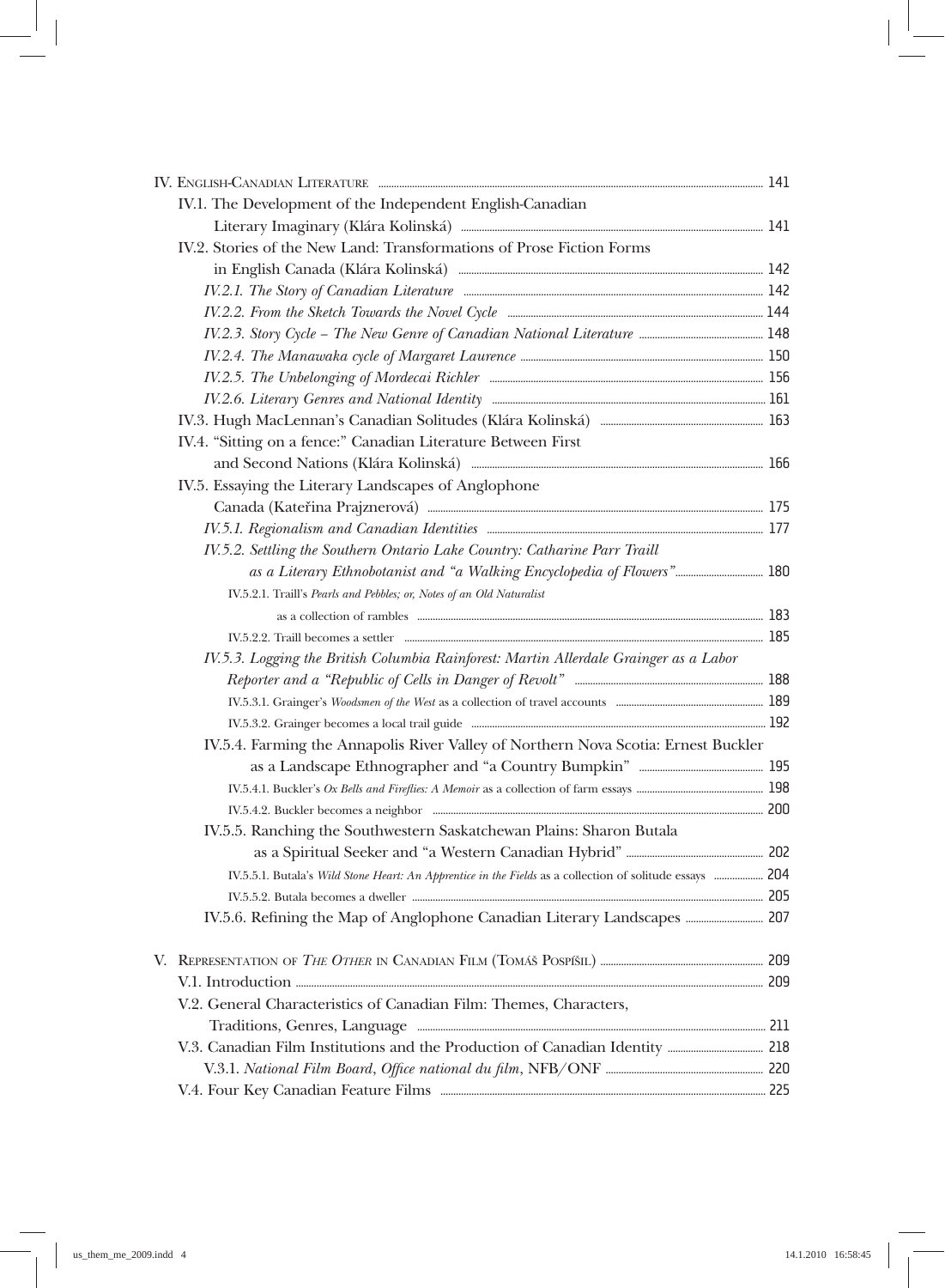IV. English-Canadian Literature ..... 141

- IV.1. The Development of the Independent English-Canadian Literary Imaginary (Klára Kolinská) ..... 141
- IV.2. Stories of the New Land: Transformations of Prose Fiction Forms in English Canada (Klára Kolinská) ..... 142
  - *IV.2.1. The Story of Canadian Literature* ..... 142
  - *IV.2.2. From the Sketch Towards the Novel Cycle* ..... 144
  - *IV.2.3. Story Cycle – The New Genre of Canadian National Literature* ..... 148
  - *IV.2.4. The Manawaka cycle of Margaret Laurence* ..... 150
  - *IV.2.5. The Unbelonging of Mordecai Richler* ..... 156
  - *IV.2.6. Literary Genres and National Identity* ..... 161
- IV.3. Hugh MacLennan's Canadian Solitudes (Klára Kolinská) ..... 163
- IV.4. "Sitting on a fence:" Canadian Literature Between First and Second Nations (Klára Kolinská) ..... 166
- IV.5. Essaying the Literary Landscapes of Anglophone Canada (Kateřina Prajznerová) ..... 175
  - *IV.5.1. Regionalism and Canadian Identities* ..... 177
  - *IV.5.2. Settling the Southern Ontario Lake Country: Catharine Parr Traill as a Literary Ethnobotanist and "a Walking Encyclopedia of Flowers"* ..... 180
    - IV.5.2.1. Traill's *Pearls and Pebbles; or, Notes of an Old Naturalist* as a collection of rambles ..... 183
    - IV.5.2.2. Traill becomes a settler ..... 185
  - *IV.5.3. Logging the British Columbia Rainforest: Martin Allerdale Grainger as a Labor Reporter and a "Republic of Cells in Danger of Revolt"* ..... 188
    - IV.5.3.1. Grainger's *Woodsmen of the West* as a collection of travel accounts ..... 189
    - IV.5.3.2. Grainger becomes a local trail guide ..... 192
  - IV.5.4. Farming the Annapolis River Valley of Northern Nova Scotia: Ernest Buckler as a Landscape Ethnographer and "a Country Bumpkin" ..... 195
    - IV.5.4.1. Buckler's *Ox Bells and Fireflies: A Memoir* as a collection of farm essays ..... 198
    - IV.5.4.2. Buckler becomes a neighbor ..... 200
  - IV.5.5. Ranching the Southwestern Saskatchewan Plains: Sharon Butala as a Spiritual Seeker and "a Western Canadian Hybrid" ..... 202
    - IV.5.5.1. Butala's *Wild Stone Heart: An Apprentice in the Fields* as a collection of solitude essays ..... 204
    - IV.5.5.2. Butala becomes a dweller ..... 205
  - IV.5.6. Refining the Map of Anglophone Canadian Literary Landscapes ..... 207

V. Representation of *The Other* in Canadian Film (Tomáš Pospíšil) ..... 209

- V.1. Introduction ..... 209
- V.2. General Characteristics of Canadian Film: Themes, Characters, Traditions, Genres, Language ..... 211
- V.3. Canadian Film Institutions and the Production of Canadian Identity ..... 218
  - V.3.1. *National Film Board*, *Office national du film*, NFB/ONF ..... 220
- V.4. Four Key Canadian Feature Films ..... 225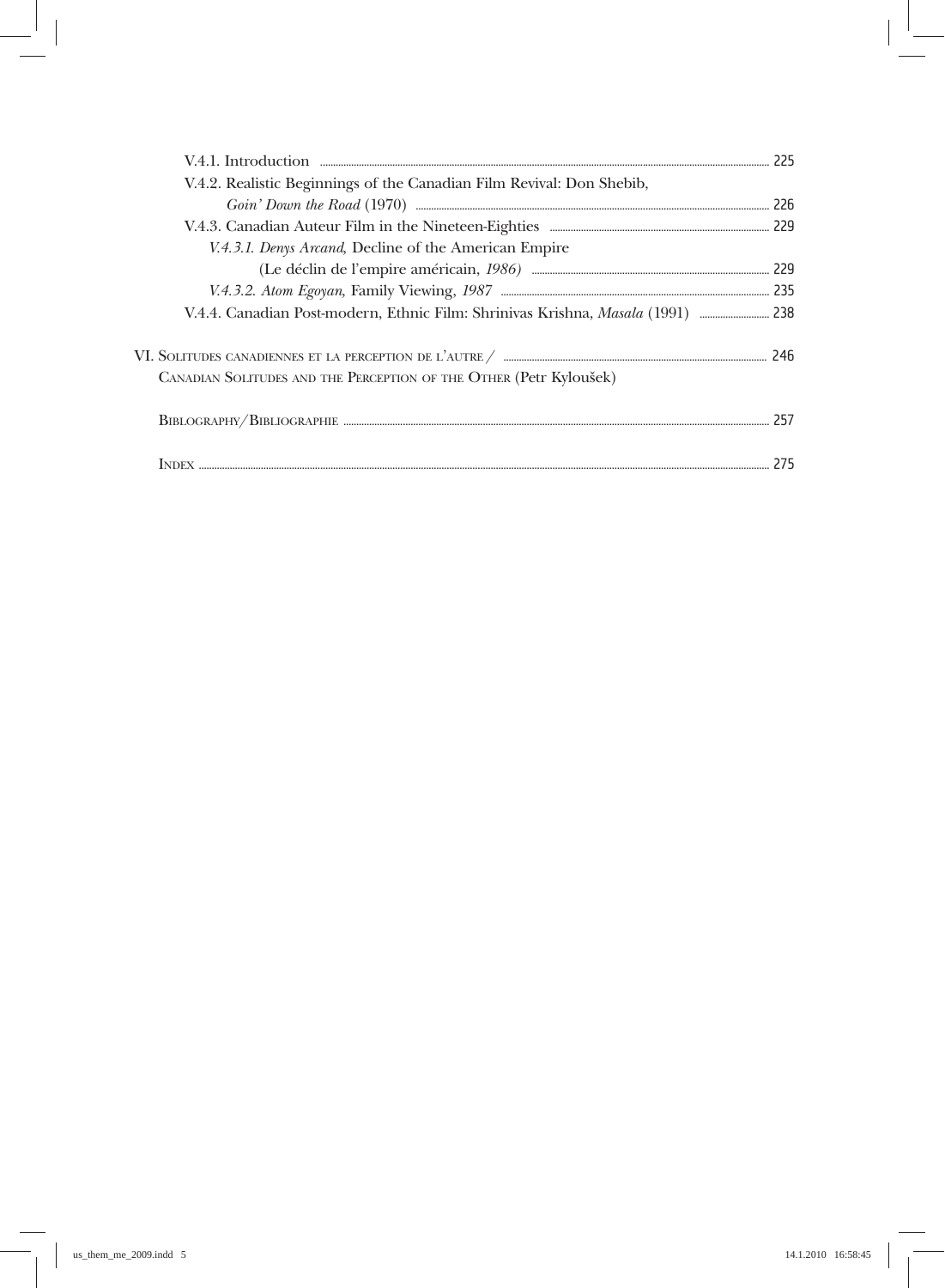V.4.1. Introduction ..... 225

V.4.2. Realistic Beginnings of the Canadian Film Revival: Don Shebib, *Goin' Down the Road* (1970) ..... 226

V.4.3. Canadian Auteur Film in the Nineteen-Eighties ..... 229

*V.4.3.1. Denys Arcand,* Decline of the American Empire (Le déclin de l'empire américain, *1986)* ..... 229

*V.4.3.2. Atom Egoyan,* Family Viewing, *1987* ..... 235

V.4.4. Canadian Post-modern, Ethnic Film: Shrinivas Krishna, *Masala* (1991) ..... 238

VI. Solitudes canadiennes et la perception de l'autre / Canadian Solitudes and the Perception of the Other (Petr Kyloušek) ..... 246

Bibliography/Bibliographie ..... 257

Index ..... 275